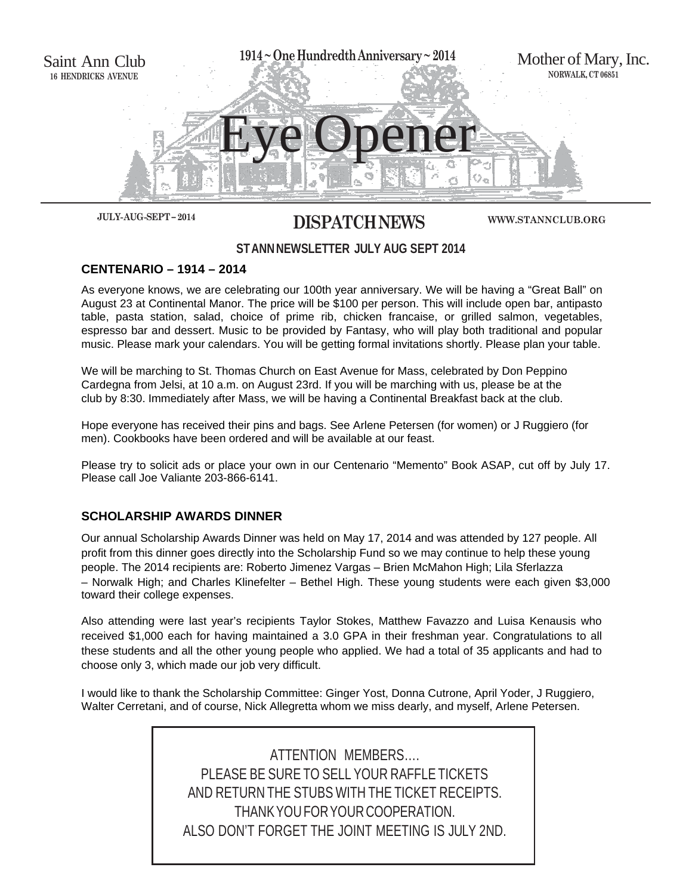Saint Ann Club
16 HENDRICKS AVENUE

1914 ~ One Hundredth Anniversary ~ 2014

Mother of Mary, Inc.
NORWALK, CT 06851

# Eye Opener

JULY-AUG-SEPT – 2014

## DISPATCH NEWS

WWW.STANNCLUB.ORG

**ST ANN NEWSLETTER JULY AUG SEPT 2014**

### CENTENARIO – 1914 – 2014

As everyone knows, we are celebrating our 100th year anniversary. We will be having a "Great Ball" on August 23 at Continental Manor. The price will be $100 per person. This will include open bar, antipasto table, pasta station, salad, choice of prime rib, chicken francaise, or grilled salmon, vegetables, espresso bar and dessert. Music to be provided by Fantasy, who will play both traditional and popular music. Please mark your calendars. You will be getting formal invitations shortly. Please plan your table.

We will be marching to St. Thomas Church on East Avenue for Mass, celebrated by Don Peppino Cardegna from Jelsi, at 10 a.m. on August 23rd. If you will be marching with us, please be at the club by 8:30. Immediately after Mass, we will be having a Continental Breakfast back at the club.

Hope everyone has received their pins and bags. See Arlene Petersen (for women) or J Ruggiero (for men). Cookbooks have been ordered and will be available at our feast.

Please try to solicit ads or place your own in our Centenario "Memento" Book ASAP, cut off by July 17. Please call Joe Valiante 203-866-6141.

### SCHOLARSHIP AWARDS DINNER

Our annual Scholarship Awards Dinner was held on May 17, 2014 and was attended by 127 people. All profit from this dinner goes directly into the Scholarship Fund so we may continue to help these young people. The 2014 recipients are: Roberto Jimenez Vargas – Brien McMahon High; Lila Sferlazza – Norwalk High; and Charles Klinefelter – Bethel High. These young students were each given $3,000 toward their college expenses.

Also attending were last year's recipients Taylor Stokes, Matthew Favazzo and Luisa Kenausis who received $1,000 each for having maintained a 3.0 GPA in their freshman year. Congratulations to all these students and all the other young people who applied. We had a total of 35 applicants and had to choose only 3, which made our job very difficult.

I would like to thank the Scholarship Committee: Ginger Yost, Donna Cutrone, April Yoder, J Ruggiero, Walter Cerretani, and of course, Nick Allegretta whom we miss dearly, and myself, Arlene Petersen.

ATTENTION MEMBERS….
PLEASE BE SURE TO SELL YOUR RAFFLE TICKETS
AND RETURN THE STUBS WITH THE TICKET RECEIPTS.
THANK YOU FOR YOUR COOPERATION.
ALSO DON'T FORGET THE JOINT MEETING IS JULY 2ND.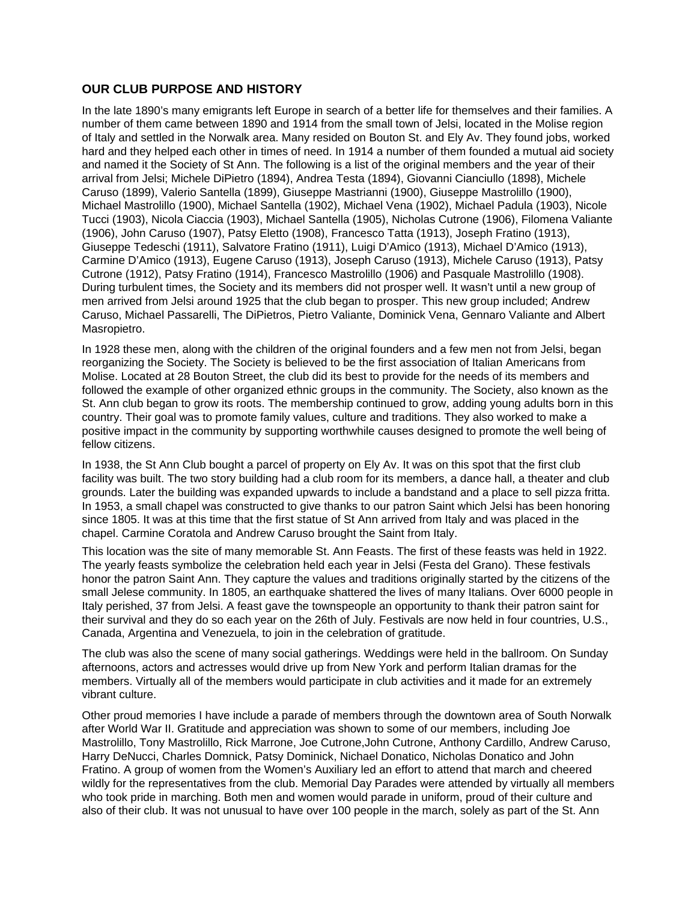## OUR CLUB PURPOSE AND HISTORY

In the late 1890's many emigrants left Europe in search of a better life for themselves and their families. A number of them came between 1890 and 1914 from the small town of Jelsi, located in the Molise region of Italy and settled in the Norwalk area. Many resided on Bouton St. and Ely Av. They found jobs, worked hard and they helped each other in times of need. In 1914 a number of them founded a mutual aid society and named it the Society of St Ann. The following is a list of the original members and the year of their arrival from Jelsi; Michele DiPietro (1894), Andrea Testa (1894), Giovanni Cianciullo (1898), Michele Caruso (1899), Valerio Santella (1899), Giuseppe Mastrianni (1900), Giuseppe Mastrolillo (1900), Michael Mastrolillo (1900), Michael Santella (1902), Michael Vena (1902), Michael Padula (1903), Nicole Tucci (1903), Nicola Ciaccia (1903), Michael Santella (1905), Nicholas Cutrone (1906), Filomena Valiante (1906), John Caruso (1907), Patsy Eletto (1908), Francesco Tatta (1913), Joseph Fratino (1913), Giuseppe Tedeschi (1911), Salvatore Fratino (1911), Luigi D'Amico (1913), Michael D'Amico (1913), Carmine D'Amico (1913), Eugene Caruso (1913), Joseph Caruso (1913), Michele Caruso (1913), Patsy Cutrone (1912), Patsy Fratino (1914), Francesco Mastrolillo (1906) and Pasquale Mastrolillo (1908). During turbulent times, the Society and its members did not prosper well. It wasn't until a new group of men arrived from Jelsi around 1925 that the club began to prosper. This new group included; Andrew Caruso, Michael Passarelli, The DiPietros, Pietro Valiante, Dominick Vena, Gennaro Valiante and Albert Masropietro.

In 1928 these men, along with the children of the original founders and a few men not from Jelsi, began reorganizing the Society. The Society is believed to be the first association of Italian Americans from Molise. Located at 28 Bouton Street, the club did its best to provide for the needs of its members and followed the example of other organized ethnic groups in the community. The Society, also known as the St. Ann club began to grow its roots. The membership continued to grow, adding young adults born in this country. Their goal was to promote family values, culture and traditions. They also worked to make a positive impact in the community by supporting worthwhile causes designed to promote the well being of fellow citizens.

In 1938, the St Ann Club bought a parcel of property on Ely Av. It was on this spot that the first club facility was built. The two story building had a club room for its members, a dance hall, a theater and club grounds. Later the building was expanded upwards to include a bandstand and a place to sell pizza fritta. In 1953, a small chapel was constructed to give thanks to our patron Saint which Jelsi has been honoring since 1805. It was at this time that the first statue of St Ann arrived from Italy and was placed in the chapel. Carmine Coratola and Andrew Caruso brought the Saint from Italy.

This location was the site of many memorable St. Ann Feasts. The first of these feasts was held in 1922. The yearly feasts symbolize the celebration held each year in Jelsi (Festa del Grano). These festivals honor the patron Saint Ann. They capture the values and traditions originally started by the citizens of the small Jelese community. In 1805, an earthquake shattered the lives of many Italians. Over 6000 people in Italy perished, 37 from Jelsi. A feast gave the townspeople an opportunity to thank their patron saint for their survival and they do so each year on the 26th of July. Festivals are now held in four countries, U.S., Canada, Argentina and Venezuela, to join in the celebration of gratitude.

The club was also the scene of many social gatherings. Weddings were held in the ballroom. On Sunday afternoons, actors and actresses would drive up from New York and perform Italian dramas for the members. Virtually all of the members would participate in club activities and it made for an extremely vibrant culture.

Other proud memories I have include a parade of members through the downtown area of South Norwalk after World War II. Gratitude and appreciation was shown to some of our members, including Joe Mastrolillo, Tony Mastrolillo, Rick Marrone, Joe Cutrone,John Cutrone, Anthony Cardillo, Andrew Caruso, Harry DeNucci, Charles Domnick, Patsy Dominick, Nichael Donatico, Nicholas Donatico and John Fratino. A group of women from the Women's Auxiliary led an effort to attend that march and cheered wildly for the representatives from the club. Memorial Day Parades were attended by virtually all members who took pride in marching. Both men and women would parade in uniform, proud of their culture and also of their club. It was not unusual to have over 100 people in the march, solely as part of the St. Ann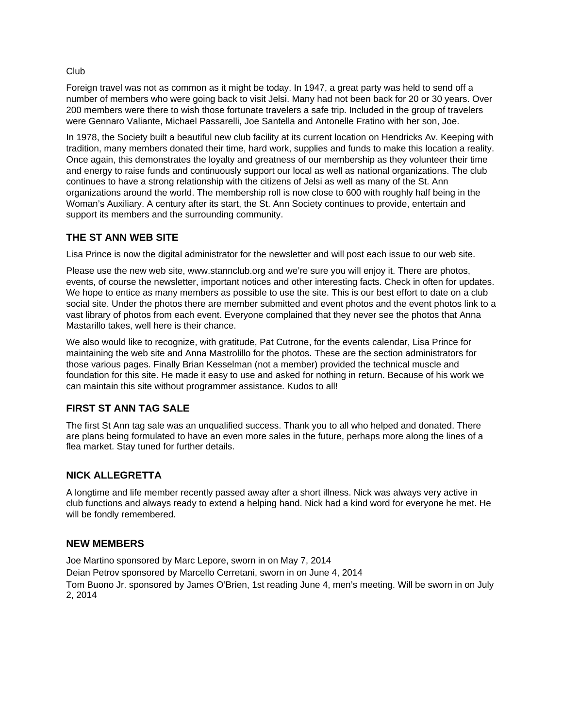Club

Foreign travel was not as common as it might be today. In 1947, a great party was held to send off a number of members who were going back to visit Jelsi. Many had not been back for 20 or 30 years. Over 200 members were there to wish those fortunate travelers a safe trip. Included in the group of travelers were Gennaro Valiante, Michael Passarelli, Joe Santella and Antonelle Fratino with her son, Joe.

In 1978, the Society built a beautiful new club facility at its current location on Hendricks Av. Keeping with tradition, many members donated their time, hard work, supplies and funds to make this location a reality. Once again, this demonstrates the loyalty and greatness of our membership as they volunteer their time and energy to raise funds and continuously support our local as well as national organizations. The club continues to have a strong relationship with the citizens of Jelsi as well as many of the St. Ann organizations around the world. The membership roll is now close to 600 with roughly half being in the Woman's Auxiliary. A century after its start, the St. Ann Society continues to provide, entertain and support its members and the surrounding community.

### THE ST ANN WEB SITE

Lisa Prince is now the digital administrator for the newsletter and will post each issue to our web site.

Please use the new web site, www.stannclub.org and we're sure you will enjoy it. There are photos, events, of course the newsletter, important notices and other interesting facts. Check in often for updates. We hope to entice as many members as possible to use the site. This is our best effort to date on a club social site. Under the photos there are member submitted and event photos and the event photos link to a vast library of photos from each event. Everyone complained that they never see the photos that Anna Mastarillo takes, well here is their chance.

We also would like to recognize, with gratitude, Pat Cutrone, for the events calendar, Lisa Prince for maintaining the web site and Anna Mastrolillo for the photos. These are the section administrators for those various pages. Finally Brian Kesselman (not a member) provided the technical muscle and foundation for this site. He made it easy to use and asked for nothing in return. Because of his work we can maintain this site without programmer assistance. Kudos to all!

### FIRST ST ANN TAG SALE

The first St Ann tag sale was an unqualified success. Thank you to all who helped and donated. There are plans being formulated to have an even more sales in the future, perhaps more along the lines of a flea market. Stay tuned for further details.

### NICK ALLEGRETTA

A longtime and life member recently passed away after a short illness. Nick was always very active in club functions and always ready to extend a helping hand. Nick had a kind word for everyone he met. He will be fondly remembered.

### NEW MEMBERS

Joe Martino sponsored by Marc Lepore, sworn in on May 7, 2014

Deian Petrov sponsored by Marcello Cerretani, sworn in on June 4, 2014

Tom Buono Jr. sponsored by James O'Brien, 1st reading June 4, men's meeting. Will be sworn in on July 2, 2014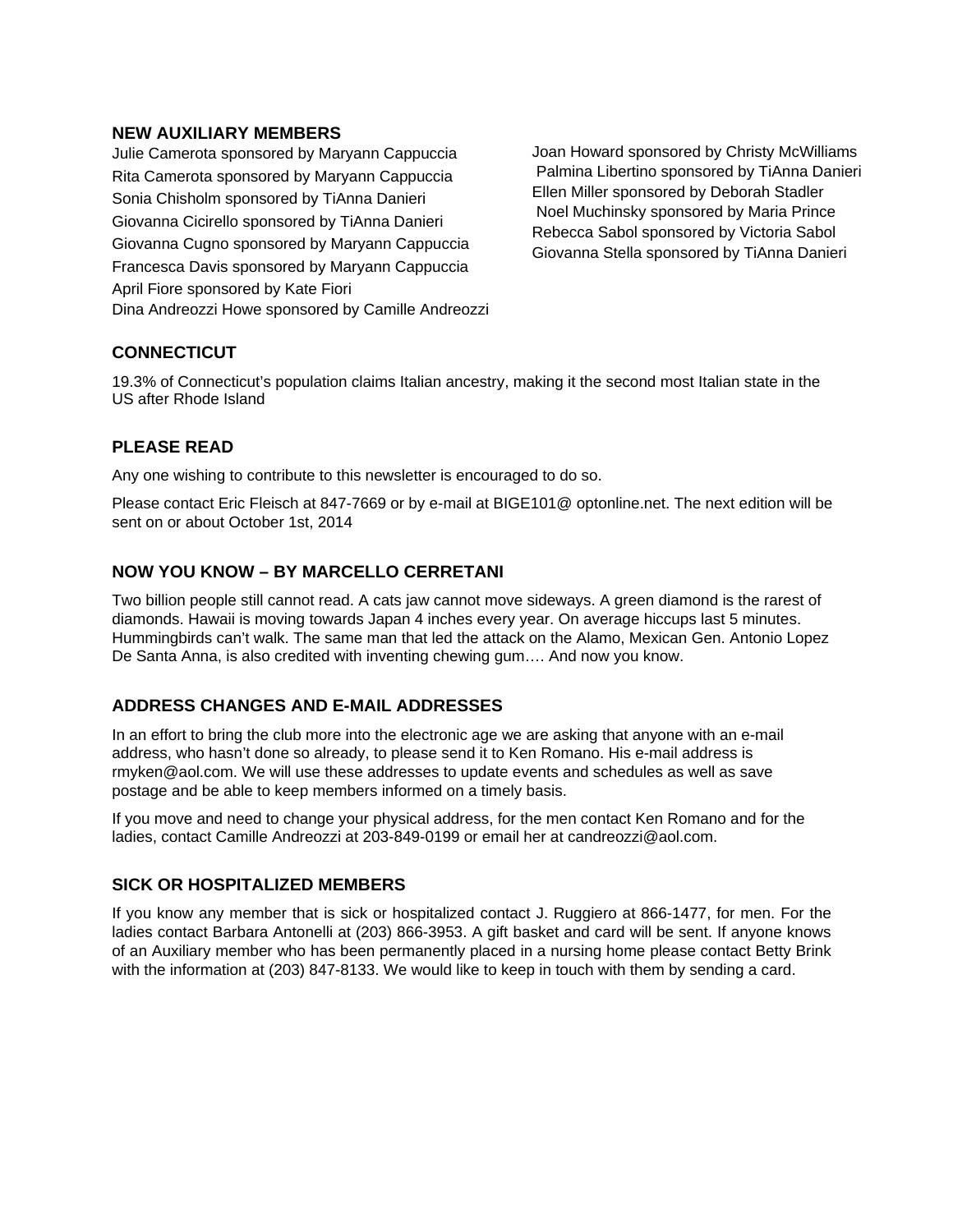## NEW AUXILIARY MEMBERS

Julie Camerota sponsored by Maryann Cappuccia
Rita Camerota sponsored by Maryann Cappuccia
Sonia Chisholm sponsored by TiAnna Danieri
Giovanna Cicirello sponsored by TiAnna Danieri
Giovanna Cugno sponsored by Maryann Cappuccia
Francesca Davis sponsored by Maryann Cappuccia
April Fiore sponsored by Kate Fiori
Dina Andreozzi Howe sponsored by Camille Andreozzi
Joan Howard sponsored by Christy McWilliams
Palmina Libertino sponsored by TiAnna Danieri
Ellen Miller sponsored by Deborah Stadler
Noel Muchinsky sponsored by Maria Prince
Rebecca Sabol sponsored by Victoria Sabol
Giovanna Stella sponsored by TiAnna Danieri

## CONNECTICUT

19.3% of Connecticut's population claims Italian ancestry, making it the second most Italian state in the US after Rhode Island

## PLEASE READ

Any one wishing to contribute to this newsletter is encouraged to do so.

Please contact Eric Fleisch at 847-7669 or by e-mail at BIGE101@ optonline.net. The next edition will be sent on or about October 1st, 2014

## NOW YOU KNOW – BY MARCELLO CERRETANI

Two billion people still cannot read. A cats jaw cannot move sideways. A green diamond is the rarest of diamonds. Hawaii is moving towards Japan 4 inches every year. On average hiccups last 5 minutes. Hummingbirds can't walk. The same man that led the attack on the Alamo, Mexican Gen. Antonio Lopez De Santa Anna, is also credited with inventing chewing gum…. And now you know.

## ADDRESS CHANGES AND E-MAIL ADDRESSES

In an effort to bring the club more into the electronic age we are asking that anyone with an e-mail address, who hasn't done so already, to please send it to Ken Romano. His e-mail address is rmyken@aol.com. We will use these addresses to update events and schedules as well as save postage and be able to keep members informed on a timely basis.

If you move and need to change your physical address, for the men contact Ken Romano and for the ladies, contact Camille Andreozzi at 203-849-0199 or email her at candreozzi@aol.com.

## SICK OR HOSPITALIZED MEMBERS

If you know any member that is sick or hospitalized contact J. Ruggiero at 866-1477, for men. For the ladies contact Barbara Antonelli at (203) 866-3953. A gift basket and card will be sent. If anyone knows of an Auxiliary member who has been permanently placed in a nursing home please contact Betty Brink with the information at (203) 847-8133. We would like to keep in touch with them by sending a card.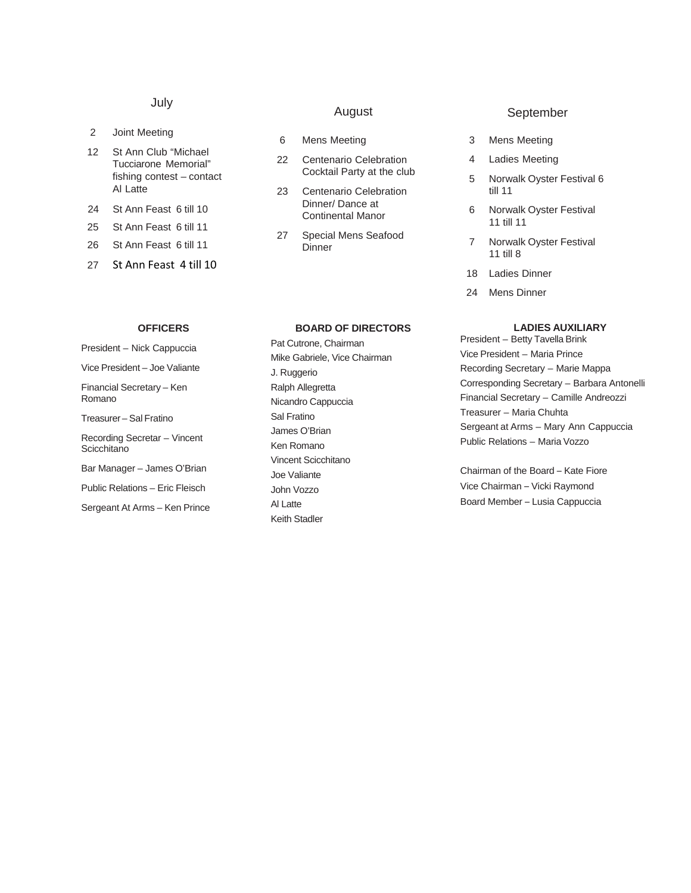## July

- 2 Joint Meeting
- 12 St Ann Club “Michael Tucciarone Memorial” fishing contest – contact Al Latte
- 24 St Ann Feast 6 till 10
- 25 St Ann Feast 6 till 11
- 26 St Ann Feast 6 till 11
- 27 St Ann Feast 4 till 10

## August

- 6 Mens Meeting
- 22 Centenario Celebration Cocktail Party at the club
- 23 Centenario Celebration Dinner/ Dance at Continental Manor
- 27 Special Mens Seafood Dinner

## September

- 3 Mens Meeting
- 4 Ladies Meeting
- 5 Norwalk Oyster Festival 6 till 11
- 6 Norwalk Oyster Festival 11 till 11
- 7 Norwalk Oyster Festival 11 till 8
- 18 Ladies Dinner
- 24 Mens Dinner

### OFFICERS

President – Nick Cappuccia

Vice President – Joe Valiante

Financial Secretary – Ken Romano

Treasurer – Sal Fratino

Recording Secretar – Vincent Scicchitano

Bar Manager – James O’Brian

Public Relations – Eric Fleisch

Sergeant At Arms – Ken Prince

### BOARD OF DIRECTORS

Pat Cutrone, Chairman
Mike Gabriele, Vice Chairman
J. Ruggerio
Ralph Allegretta
Nicandro Cappuccia
Sal Fratino
James O’Brian
Ken Romano
Vincent Scicchitano
Joe Valiante
John Vozzo
Al Latte
Keith Stadler

### LADIES AUXILIARY

President – Betty Tavella Brink
Vice President – Maria Prince
Recording Secretary – Marie Mappa
Corresponding Secretary – Barbara Antonelli
Financial Secretary – Camille Andreozzi
Treasurer – Maria Chuhta
Sergeant at Arms – Mary Ann Cappuccia
Public Relations – Maria Vozzo

Chairman of the Board – Kate Fiore
Vice Chairman – Vicki Raymond
Board Member – Lusia Cappuccia